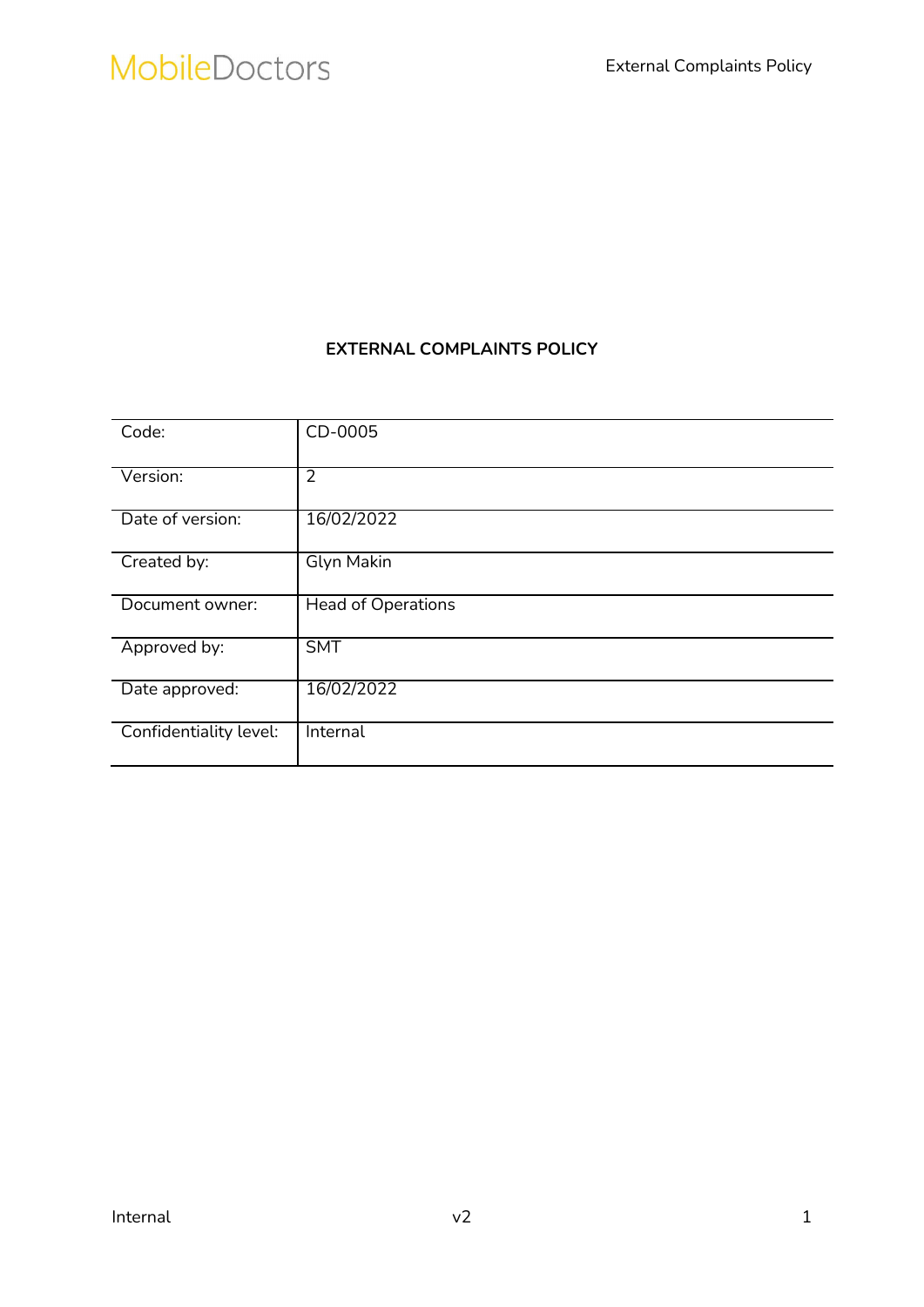# EXTERNAL COMPLAINTS POLICY

| | |
|---|---|
| Code: | CD-0005 |
| Version: | 2 |
| Date of version: | 16/02/2022 |
| Created by: | Glyn Makin |
| Document owner: | Head of Operations |
| Approved by: | SMT |
| Date approved: | 16/02/2022 |
| Confidentiality level: | Internal |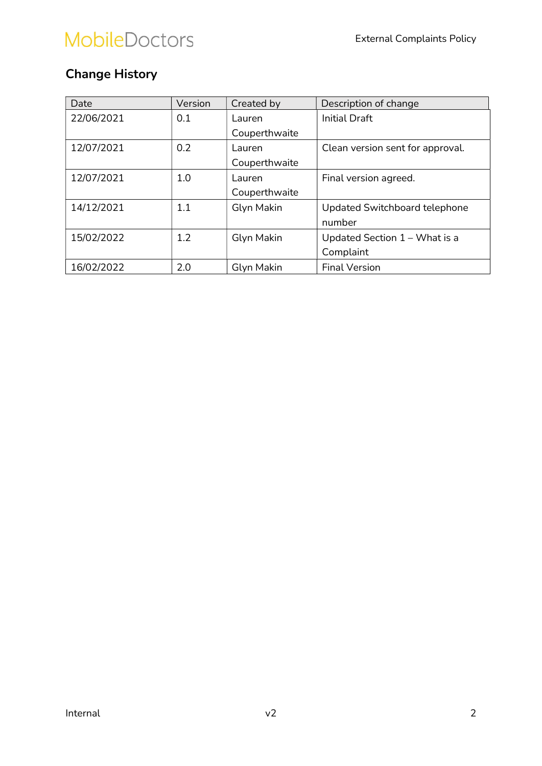## Change History

| Date | Version | Created by | Description of change |
| --- | --- | --- | --- |
| 22/06/2021 | 0.1 | Lauren Couperthwaite | Initial Draft |
| 12/07/2021 | 0.2 | Lauren Couperthwaite | Clean version sent for approval. |
| 12/07/2021 | 1.0 | Lauren Couperthwaite | Final version agreed. |
| 14/12/2021 | 1.1 | Glyn Makin | Updated Switchboard telephone number |
| 15/02/2022 | 1.2 | Glyn Makin | Updated Section 1 – What is a Complaint |
| 16/02/2022 | 2.0 | Glyn Makin | Final Version |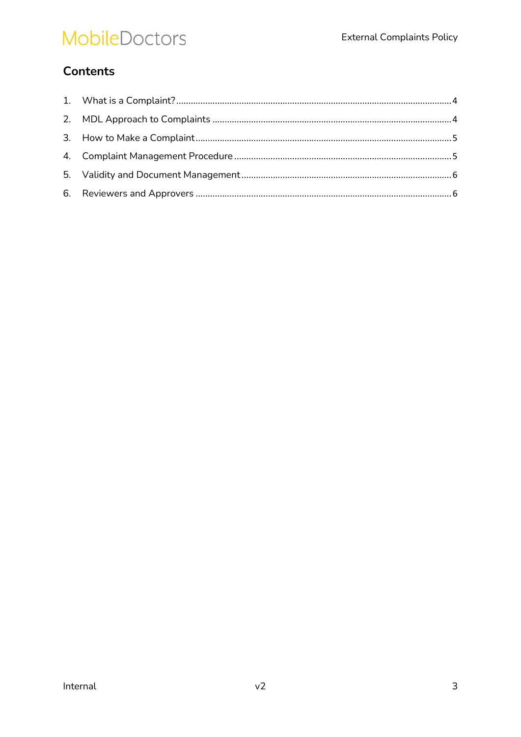## Contents

1. What is a Complaint? ........ 4
2. MDL Approach to Complaints ........ 4
3. How to Make a Complaint ........ 5
4. Complaint Management Procedure ........ 5
5. Validity and Document Management ........ 6
6. Reviewers and Approvers ........ 6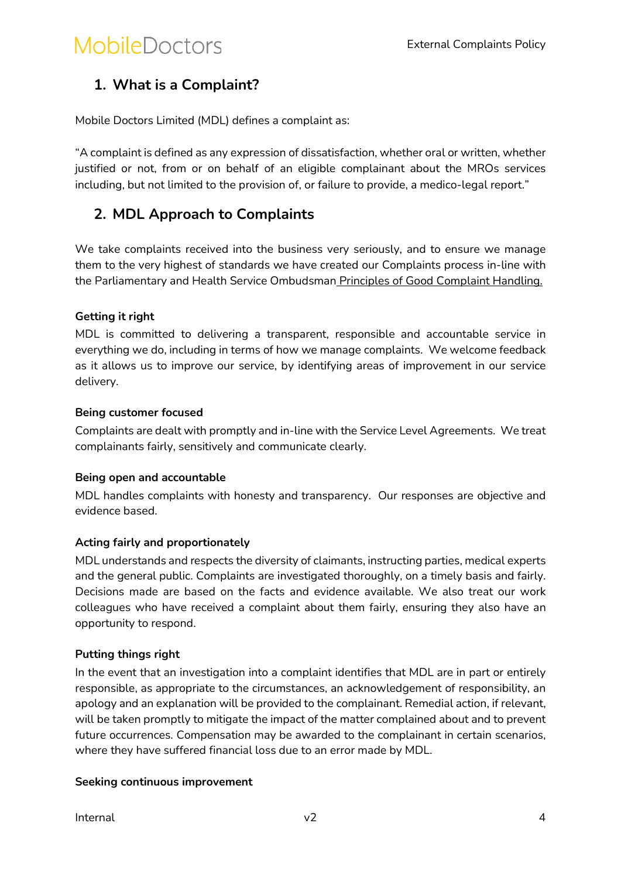## 1. What is a Complaint?

Mobile Doctors Limited (MDL) defines a complaint as:

"A complaint is defined as any expression of dissatisfaction, whether oral or written, whether justified or not, from or on behalf of an eligible complainant about the MROs services including, but not limited to the provision of, or failure to provide, a medico-legal report."

## 2. MDL Approach to Complaints

We take complaints received into the business very seriously, and to ensure we manage them to the very highest of standards we have created our Complaints process in-line with the Parliamentary and Health Service Ombudsman Principles of Good Complaint Handling.

**Getting it right**

MDL is committed to delivering a transparent, responsible and accountable service in everything we do, including in terms of how we manage complaints. We welcome feedback as it allows us to improve our service, by identifying areas of improvement in our service delivery.

**Being customer focused**

Complaints are dealt with promptly and in-line with the Service Level Agreements. We treat complainants fairly, sensitively and communicate clearly.

**Being open and accountable**

MDL handles complaints with honesty and transparency. Our responses are objective and evidence based.

**Acting fairly and proportionately**

MDL understands and respects the diversity of claimants, instructing parties, medical experts and the general public. Complaints are investigated thoroughly, on a timely basis and fairly. Decisions made are based on the facts and evidence available. We also treat our work colleagues who have received a complaint about them fairly, ensuring they also have an opportunity to respond.

**Putting things right**

In the event that an investigation into a complaint identifies that MDL are in part or entirely responsible, as appropriate to the circumstances, an acknowledgement of responsibility, an apology and an explanation will be provided to the complainant. Remedial action, if relevant, will be taken promptly to mitigate the impact of the matter complained about and to prevent future occurrences. Compensation may be awarded to the complainant in certain scenarios, where they have suffered financial loss due to an error made by MDL.

**Seeking continuous improvement**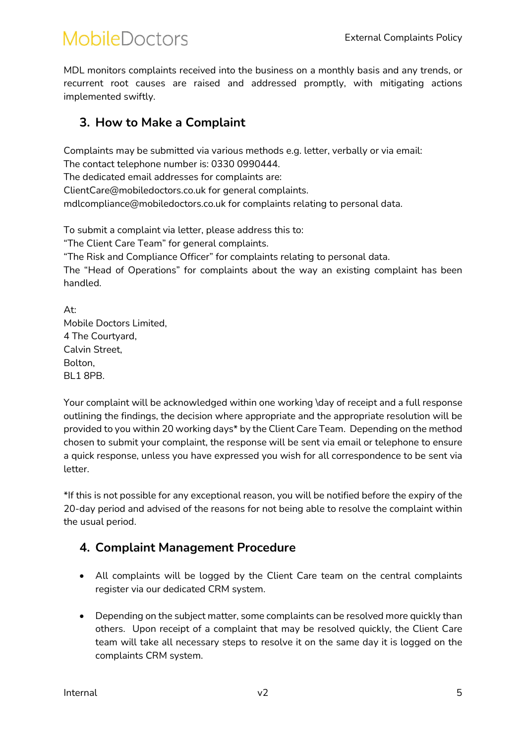MDL monitors complaints received into the business on a monthly basis and any trends, or recurrent root causes are raised and addressed promptly, with mitigating actions implemented swiftly.

## 3. How to Make a Complaint

Complaints may be submitted via various methods e.g. letter, verbally or via email:
The contact telephone number is: 0330 0990444.
The dedicated email addresses for complaints are:
ClientCare@mobiledoctors.co.uk for general complaints.
mdlcompliance@mobiledoctors.co.uk for complaints relating to personal data.

To submit a complaint via letter, please address this to:
"The Client Care Team" for general complaints.
"The Risk and Compliance Officer" for complaints relating to personal data.
The "Head of Operations" for complaints about the way an existing complaint has been handled.

At:
Mobile Doctors Limited,
4 The Courtyard,
Calvin Street,
Bolton,
BL1 8PB.

Your complaint will be acknowledged within one working \day of receipt and a full response outlining the findings, the decision where appropriate and the appropriate resolution will be provided to you within 20 working days* by the Client Care Team. Depending on the method chosen to submit your complaint, the response will be sent via email or telephone to ensure a quick response, unless you have expressed you wish for all correspondence to be sent via letter.

*If this is not possible for any exceptional reason, you will be notified before the expiry of the 20-day period and advised of the reasons for not being able to resolve the complaint within the usual period.

## 4. Complaint Management Procedure

- All complaints will be logged by the Client Care team on the central complaints register via our dedicated CRM system.

- Depending on the subject matter, some complaints can be resolved more quickly than others. Upon receipt of a complaint that may be resolved quickly, the Client Care team will take all necessary steps to resolve it on the same day it is logged on the complaints CRM system.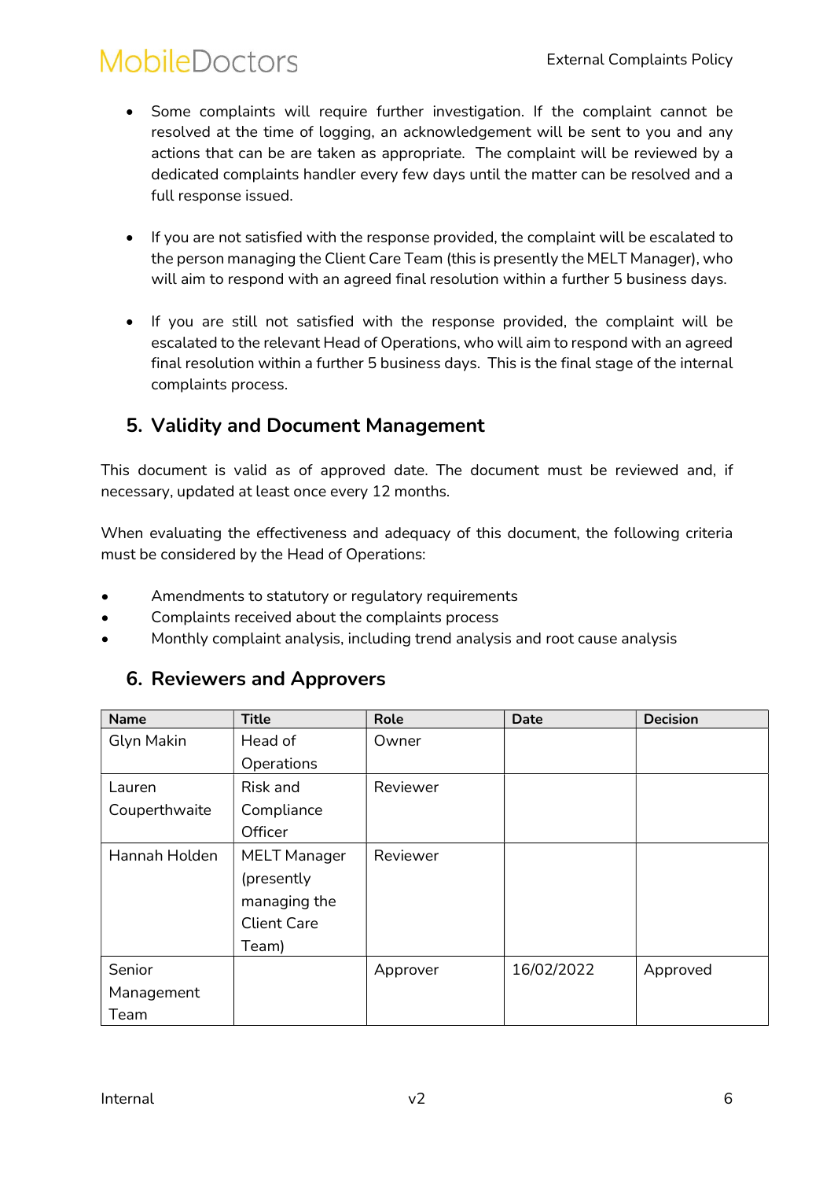- Some complaints will require further investigation. If the complaint cannot be resolved at the time of logging, an acknowledgement will be sent to you and any actions that can be are taken as appropriate. The complaint will be reviewed by a dedicated complaints handler every few days until the matter can be resolved and a full response issued.

- If you are not satisfied with the response provided, the complaint will be escalated to the person managing the Client Care Team (this is presently the MELT Manager), who will aim to respond with an agreed final resolution within a further 5 business days.

- If you are still not satisfied with the response provided, the complaint will be escalated to the relevant Head of Operations, who will aim to respond with an agreed final resolution within a further 5 business days. This is the final stage of the internal complaints process.

## 5. Validity and Document Management

This document is valid as of approved date. The document must be reviewed and, if necessary, updated at least once every 12 months.

When evaluating the effectiveness and adequacy of this document, the following criteria must be considered by the Head of Operations:

- Amendments to statutory or regulatory requirements
- Complaints received about the complaints process
- Monthly complaint analysis, including trend analysis and root cause analysis

## 6. Reviewers and Approvers

| Name | Title | Role | Date | Decision |
|---|---|---|---|---|
| Glyn Makin | Head of Operations | Owner | | |
| Lauren Couperthwaite | Risk and Compliance Officer | Reviewer | | |
| Hannah Holden | MELT Manager (presently managing the Client Care Team) | Reviewer | | |
| Senior Management Team | | Approver | 16/02/2022 | Approved |